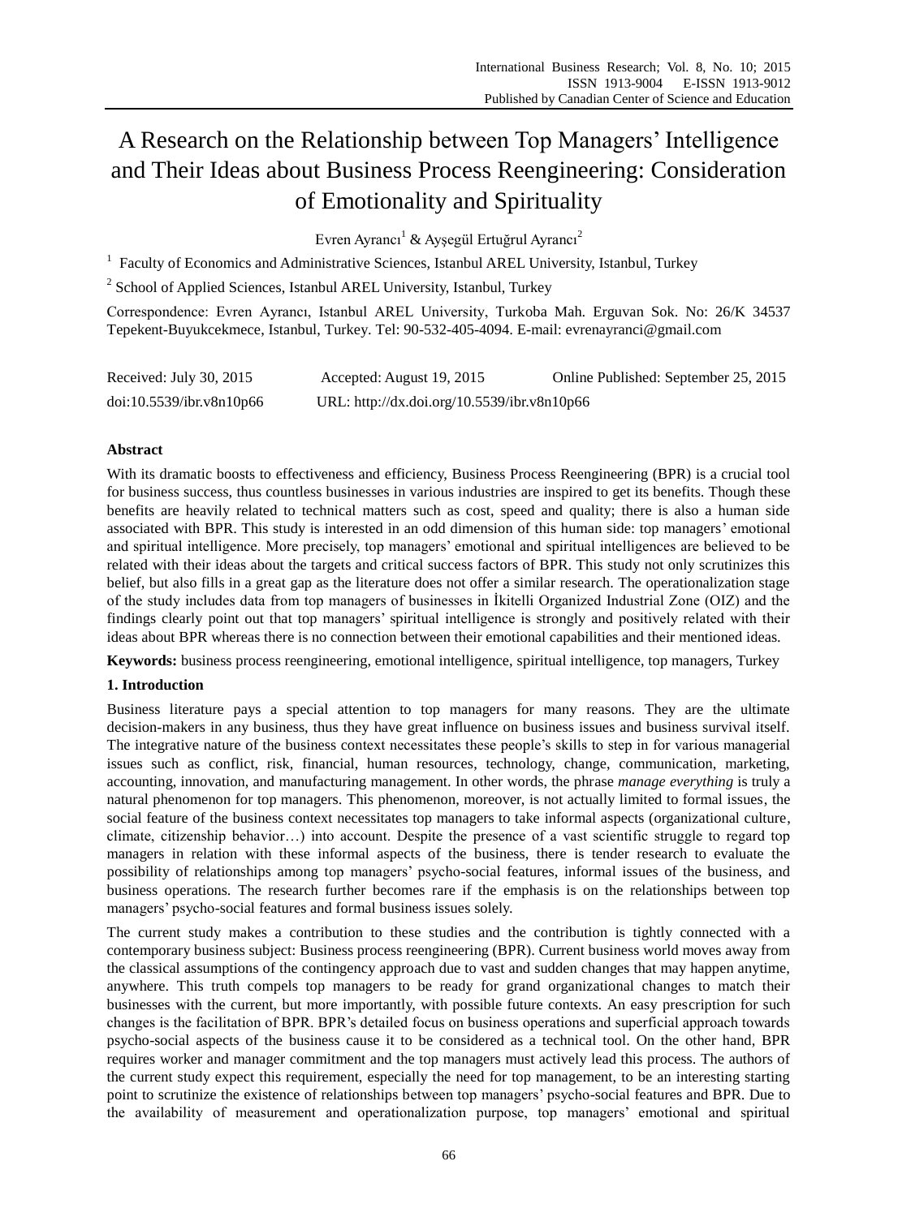# A Research on the Relationship between Top Managers' Intelligence and Their Ideas about Business Process Reengineering: Consideration of Emotionality and Spirituality

Evren Ayrancı[1] & Ayşegül Ertuğrul Ayrancı[2]

[1] Faculty of Economics and Administrative Sciences, Istanbul AREL University, Istanbul, Turkey

[2] School of Applied Sciences, Istanbul AREL University, Istanbul, Turkey

Correspondence: Evren Ayrancı, Istanbul AREL University, Turkoba Mah. Erguvan Sok. No: 26/K 34537 Tepekent-Buyukcekmece, Istanbul, Turkey. Tel: 90-532-405-4094. E-mail: evrenayranci@gmail.com

Received: July 30, 2015 Accepted: August 19, 2015 Online Published: September 25, 2015

doi:10.5539/ibr.v8n10p66 URL: http://dx.doi.org/10.5539/ibr.v8n10p66

## Abstract

With its dramatic boosts to effectiveness and efficiency, Business Process Reengineering (BPR) is a crucial tool for business success, thus countless businesses in various industries are inspired to get its benefits. Though these benefits are heavily related to technical matters such as cost, speed and quality; there is also a human side associated with BPR. This study is interested in an odd dimension of this human side: top managers' emotional and spiritual intelligence. More precisely, top managers' emotional and spiritual intelligences are believed to be related with their ideas about the targets and critical success factors of BPR. This study not only scrutinizes this belief, but also fills in a great gap as the literature does not offer a similar research. The operationalization stage of the study includes data from top managers of businesses in İkitelli Organized Industrial Zone (OIZ) and the findings clearly point out that top managers' spiritual intelligence is strongly and positively related with their ideas about BPR whereas there is no connection between their emotional capabilities and their mentioned ideas.

**Keywords:** business process reengineering, emotional intelligence, spiritual intelligence, top managers, Turkey

## 1. Introduction

Business literature pays a special attention to top managers for many reasons. They are the ultimate decision-makers in any business, thus they have great influence on business issues and business survival itself. The integrative nature of the business context necessitates these people's skills to step in for various managerial issues such as conflict, risk, financial, human resources, technology, change, communication, marketing, accounting, innovation, and manufacturing management. In other words, the phrase *manage everything* is truly a natural phenomenon for top managers. This phenomenon, moreover, is not actually limited to formal issues, the social feature of the business context necessitates top managers to take informal aspects (organizational culture, climate, citizenship behavior…) into account. Despite the presence of a vast scientific struggle to regard top managers in relation with these informal aspects of the business, there is tender research to evaluate the possibility of relationships among top managers' psycho-social features, informal issues of the business, and business operations. The research further becomes rare if the emphasis is on the relationships between top managers' psycho-social features and formal business issues solely.

The current study makes a contribution to these studies and the contribution is tightly connected with a contemporary business subject: Business process reengineering (BPR). Current business world moves away from the classical assumptions of the contingency approach due to vast and sudden changes that may happen anytime, anywhere. This truth compels top managers to be ready for grand organizational changes to match their businesses with the current, but more importantly, with possible future contexts. An easy prescription for such changes is the facilitation of BPR. BPR's detailed focus on business operations and superficial approach towards psycho-social aspects of the business cause it to be considered as a technical tool. On the other hand, BPR requires worker and manager commitment and the top managers must actively lead this process. The authors of the current study expect this requirement, especially the need for top management, to be an interesting starting point to scrutinize the existence of relationships between top managers' psycho-social features and BPR. Due to the availability of measurement and operationalization purpose, top managers' emotional and spiritual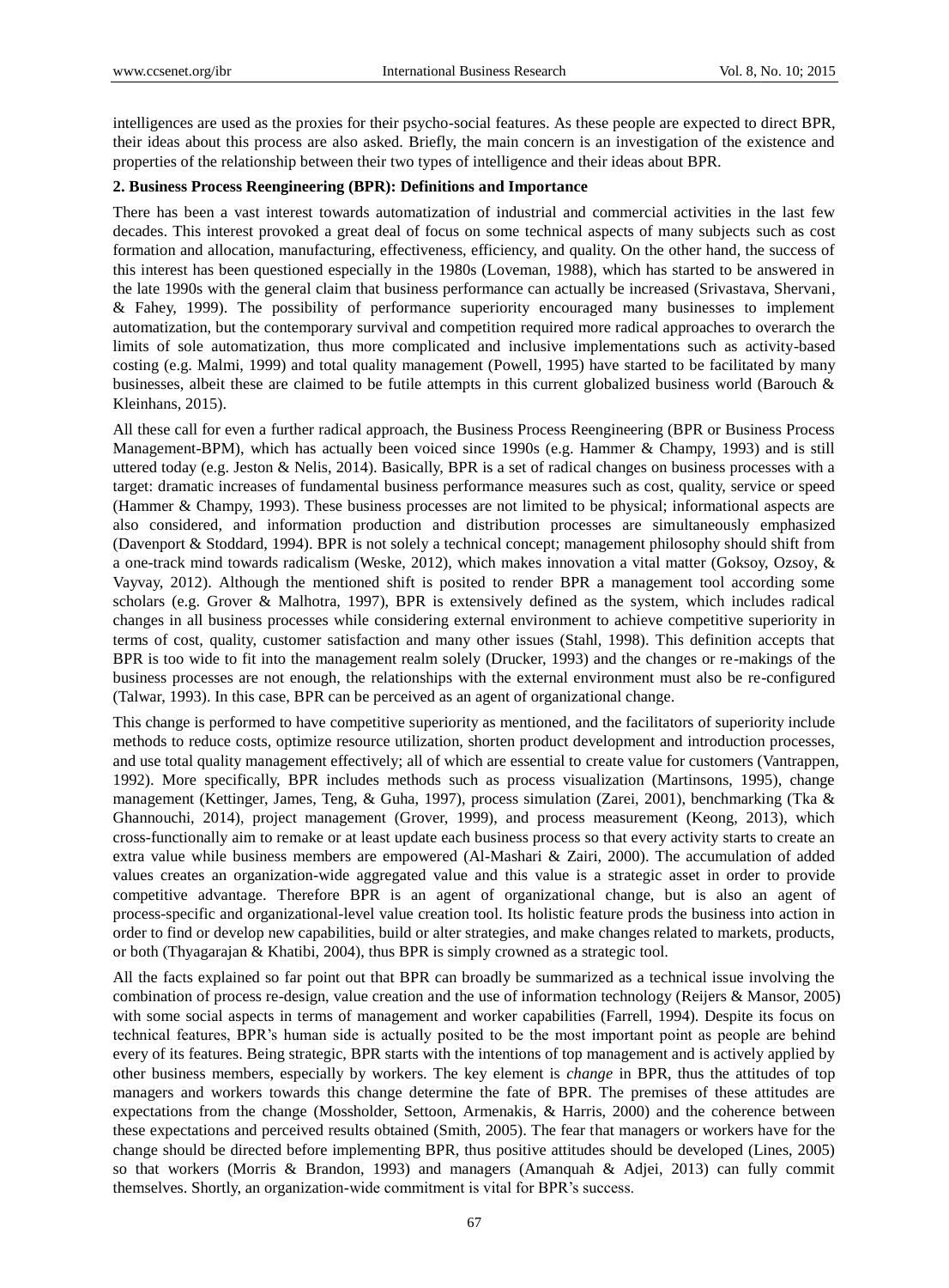intelligences are used as the proxies for their psycho-social features. As these people are expected to direct BPR, their ideas about this process are also asked. Briefly, the main concern is an investigation of the existence and properties of the relationship between their two types of intelligence and their ideas about BPR.

## 2. Business Process Reengineering (BPR): Definitions and Importance

There has been a vast interest towards automatization of industrial and commercial activities in the last few decades. This interest provoked a great deal of focus on some technical aspects of many subjects such as cost formation and allocation, manufacturing, effectiveness, efficiency, and quality. On the other hand, the success of this interest has been questioned especially in the 1980s (Loveman, 1988), which has started to be answered in the late 1990s with the general claim that business performance can actually be increased (Srivastava, Shervani, & Fahey, 1999). The possibility of performance superiority encouraged many businesses to implement automatization, but the contemporary survival and competition required more radical approaches to overarch the limits of sole automatization, thus more complicated and inclusive implementations such as activity-based costing (e.g. Malmi, 1999) and total quality management (Powell, 1995) have started to be facilitated by many businesses, albeit these are claimed to be futile attempts in this current globalized business world (Barouch & Kleinhans, 2015).

All these call for even a further radical approach, the Business Process Reengineering (BPR or Business Process Management-BPM), which has actually been voiced since 1990s (e.g. Hammer & Champy, 1993) and is still uttered today (e.g. Jeston & Nelis, 2014). Basically, BPR is a set of radical changes on business processes with a target: dramatic increases of fundamental business performance measures such as cost, quality, service or speed (Hammer & Champy, 1993). These business processes are not limited to be physical; informational aspects are also considered, and information production and distribution processes are simultaneously emphasized (Davenport & Stoddard, 1994). BPR is not solely a technical concept; management philosophy should shift from a one-track mind towards radicalism (Weske, 2012), which makes innovation a vital matter (Goksoy, Ozsoy, & Vayvay, 2012). Although the mentioned shift is posited to render BPR a management tool according some scholars (e.g. Grover & Malhotra, 1997), BPR is extensively defined as the system, which includes radical changes in all business processes while considering external environment to achieve competitive superiority in terms of cost, quality, customer satisfaction and many other issues (Stahl, 1998). This definition accepts that BPR is too wide to fit into the management realm solely (Drucker, 1993) and the changes or re-makings of the business processes are not enough, the relationships with the external environment must also be re-configured (Talwar, 1993). In this case, BPR can be perceived as an agent of organizational change.

This change is performed to have competitive superiority as mentioned, and the facilitators of superiority include methods to reduce costs, optimize resource utilization, shorten product development and introduction processes, and use total quality management effectively; all of which are essential to create value for customers (Vantrappen, 1992). More specifically, BPR includes methods such as process visualization (Martinsons, 1995), change management (Kettinger, James, Teng, & Guha, 1997), process simulation (Zarei, 2001), benchmarking (Tka & Ghannouchi, 2014), project management (Grover, 1999), and process measurement (Keong, 2013), which cross-functionally aim to remake or at least update each business process so that every activity starts to create an extra value while business members are empowered (Al-Mashari & Zairi, 2000). The accumulation of added values creates an organization-wide aggregated value and this value is a strategic asset in order to provide competitive advantage. Therefore BPR is an agent of organizational change, but is also an agent of process-specific and organizational-level value creation tool. Its holistic feature prods the business into action in order to find or develop new capabilities, build or alter strategies, and make changes related to markets, products, or both (Thyagarajan & Khatibi, 2004), thus BPR is simply crowned as a strategic tool.

All the facts explained so far point out that BPR can broadly be summarized as a technical issue involving the combination of process re-design, value creation and the use of information technology (Reijers & Mansor, 2005) with some social aspects in terms of management and worker capabilities (Farrell, 1994). Despite its focus on technical features, BPR's human side is actually posited to be the most important point as people are behind every of its features. Being strategic, BPR starts with the intentions of top management and is actively applied by other business members, especially by workers. The key element is *change* in BPR, thus the attitudes of top managers and workers towards this change determine the fate of BPR. The premises of these attitudes are expectations from the change (Mossholder, Settoon, Armenakis, & Harris, 2000) and the coherence between these expectations and perceived results obtained (Smith, 2005). The fear that managers or workers have for the change should be directed before implementing BPR, thus positive attitudes should be developed (Lines, 2005) so that workers (Morris & Brandon, 1993) and managers (Amanquah & Adjei, 2013) can fully commit themselves. Shortly, an organization-wide commitment is vital for BPR's success.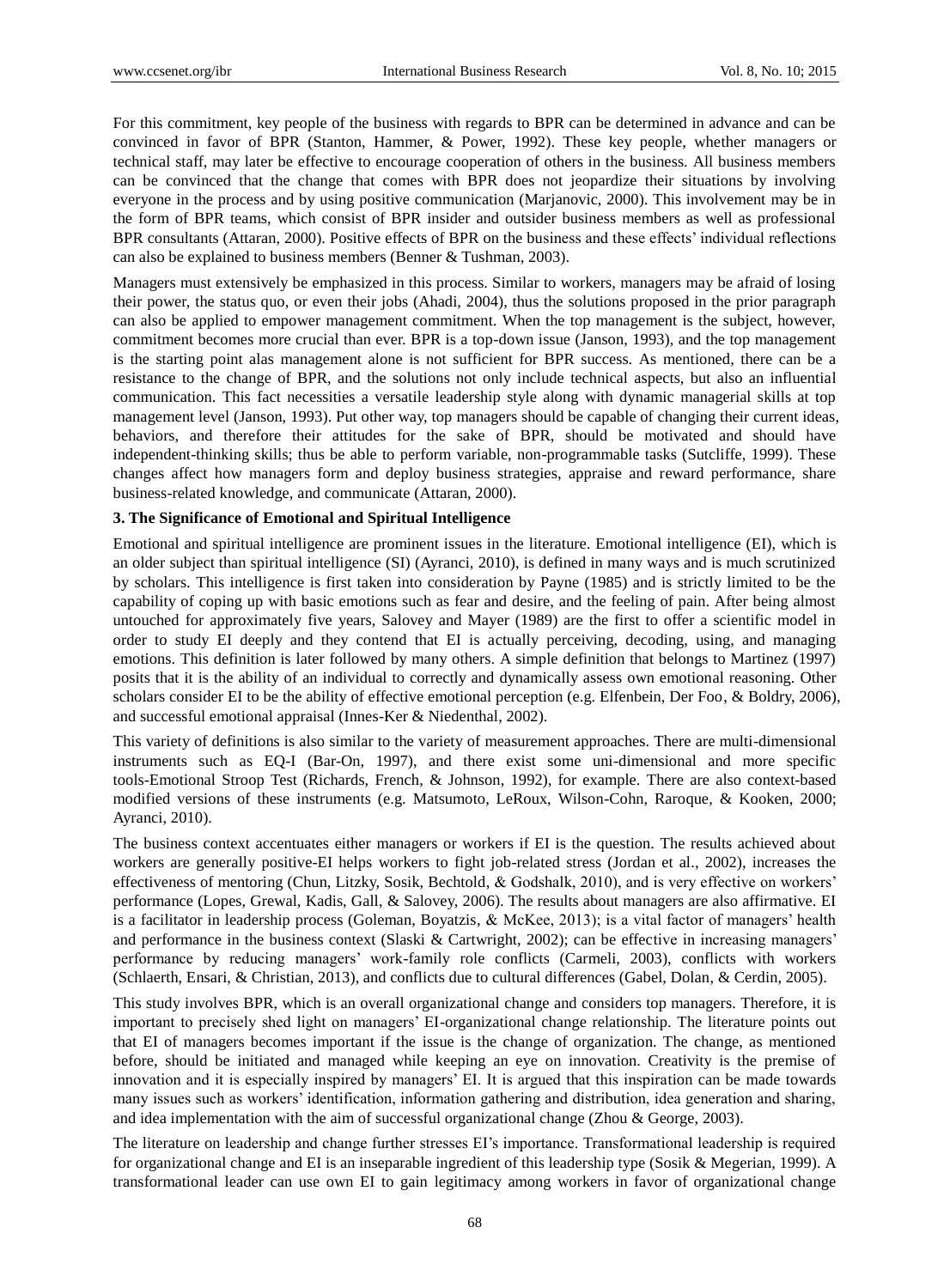For this commitment, key people of the business with regards to BPR can be determined in advance and can be convinced in favor of BPR (Stanton, Hammer, & Power, 1992). These key people, whether managers or technical staff, may later be effective to encourage cooperation of others in the business. All business members can be convinced that the change that comes with BPR does not jeopardize their situations by involving everyone in the process and by using positive communication (Marjanovic, 2000). This involvement may be in the form of BPR teams, which consist of BPR insider and outsider business members as well as professional BPR consultants (Attaran, 2000). Positive effects of BPR on the business and these effects' individual reflections can also be explained to business members (Benner & Tushman, 2003).

Managers must extensively be emphasized in this process. Similar to workers, managers may be afraid of losing their power, the status quo, or even their jobs (Ahadi, 2004), thus the solutions proposed in the prior paragraph can also be applied to empower management commitment. When the top management is the subject, however, commitment becomes more crucial than ever. BPR is a top-down issue (Janson, 1993), and the top management is the starting point alas management alone is not sufficient for BPR success. As mentioned, there can be a resistance to the change of BPR, and the solutions not only include technical aspects, but also an influential communication. This fact necessities a versatile leadership style along with dynamic managerial skills at top management level (Janson, 1993). Put other way, top managers should be capable of changing their current ideas, behaviors, and therefore their attitudes for the sake of BPR, should be motivated and should have independent-thinking skills; thus be able to perform variable, non-programmable tasks (Sutcliffe, 1999). These changes affect how managers form and deploy business strategies, appraise and reward performance, share business-related knowledge, and communicate (Attaran, 2000).

## 3. The Significance of Emotional and Spiritual Intelligence

Emotional and spiritual intelligence are prominent issues in the literature. Emotional intelligence (EI), which is an older subject than spiritual intelligence (SI) (Ayranci, 2010), is defined in many ways and is much scrutinized by scholars. This intelligence is first taken into consideration by Payne (1985) and is strictly limited to be the capability of coping up with basic emotions such as fear and desire, and the feeling of pain. After being almost untouched for approximately five years, Salovey and Mayer (1989) are the first to offer a scientific model in order to study EI deeply and they contend that EI is actually perceiving, decoding, using, and managing emotions. This definition is later followed by many others. A simple definition that belongs to Martinez (1997) posits that it is the ability of an individual to correctly and dynamically assess own emotional reasoning. Other scholars consider EI to be the ability of effective emotional perception (e.g. Elfenbein, Der Foo, & Boldry, 2006), and successful emotional appraisal (Innes-Ker & Niedenthal, 2002).

This variety of definitions is also similar to the variety of measurement approaches. There are multi-dimensional instruments such as EQ-I (Bar-On, 1997), and there exist some uni-dimensional and more specific tools-Emotional Stroop Test (Richards, French, & Johnson, 1992), for example. There are also context-based modified versions of these instruments (e.g. Matsumoto, LeRoux, Wilson-Cohn, Raroque, & Kooken, 2000; Ayranci, 2010).

The business context accentuates either managers or workers if EI is the question. The results achieved about workers are generally positive-EI helps workers to fight job-related stress (Jordan et al., 2002), increases the effectiveness of mentoring (Chun, Litzky, Sosik, Bechtold, & Godshalk, 2010), and is very effective on workers' performance (Lopes, Grewal, Kadis, Gall, & Salovey, 2006). The results about managers are also affirmative. EI is a facilitator in leadership process (Goleman, Boyatzis, & McKee, 2013); is a vital factor of managers' health and performance in the business context (Slaski & Cartwright, 2002); can be effective in increasing managers' performance by reducing managers' work-family role conflicts (Carmeli, 2003), conflicts with workers (Schlaerth, Ensari, & Christian, 2013), and conflicts due to cultural differences (Gabel, Dolan, & Cerdin, 2005).

This study involves BPR, which is an overall organizational change and considers top managers. Therefore, it is important to precisely shed light on managers' EI-organizational change relationship. The literature points out that EI of managers becomes important if the issue is the change of organization. The change, as mentioned before, should be initiated and managed while keeping an eye on innovation. Creativity is the premise of innovation and it is especially inspired by managers' EI. It is argued that this inspiration can be made towards many issues such as workers' identification, information gathering and distribution, idea generation and sharing, and idea implementation with the aim of successful organizational change (Zhou & George, 2003).

The literature on leadership and change further stresses EI's importance. Transformational leadership is required for organizational change and EI is an inseparable ingredient of this leadership type (Sosik & Megerian, 1999). A transformational leader can use own EI to gain legitimacy among workers in favor of organizational change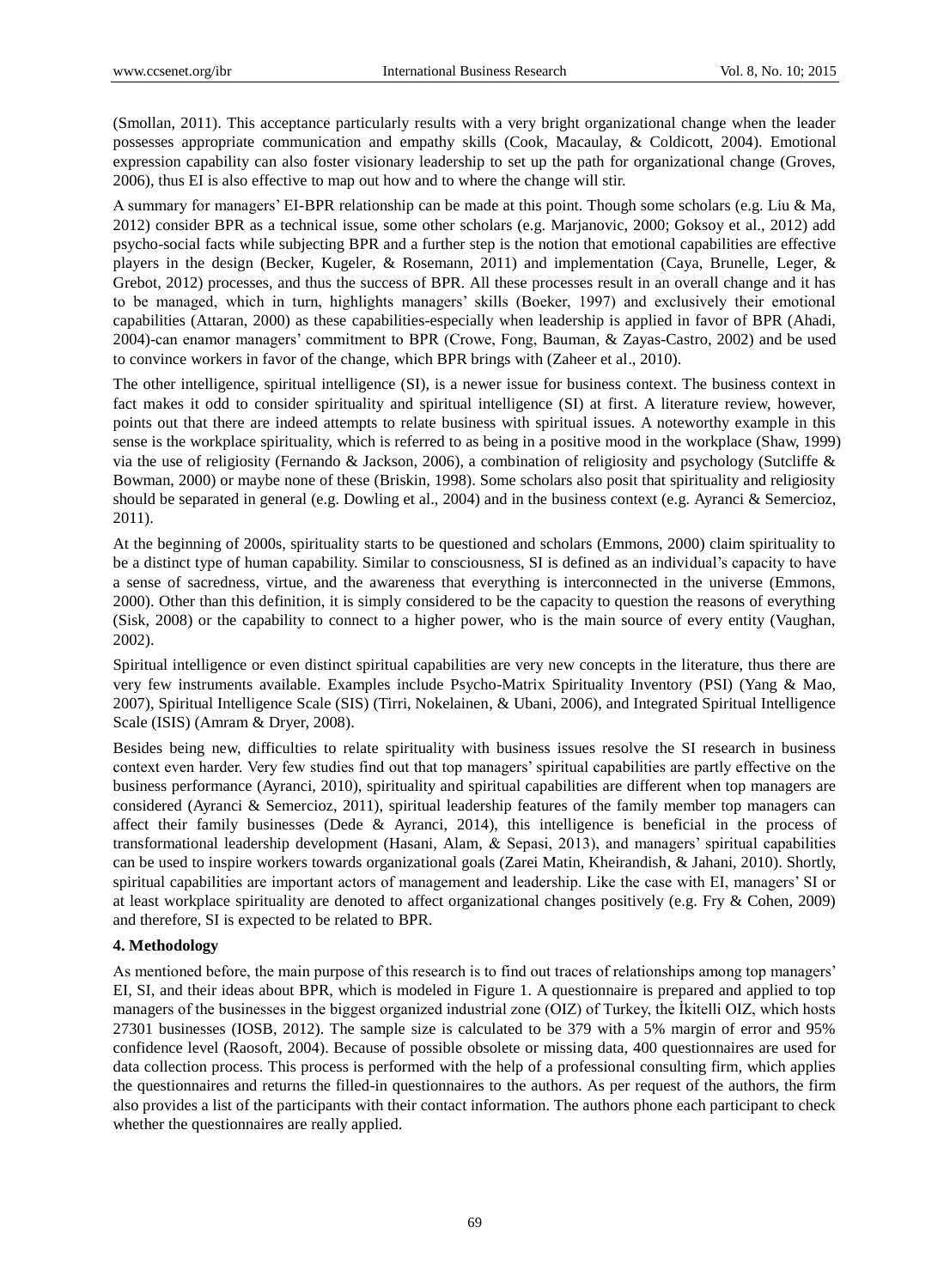(Smollan, 2011). This acceptance particularly results with a very bright organizational change when the leader possesses appropriate communication and empathy skills (Cook, Macaulay, & Coldicott, 2004). Emotional expression capability can also foster visionary leadership to set up the path for organizational change (Groves, 2006), thus EI is also effective to map out how and to where the change will stir.

A summary for managers' EI-BPR relationship can be made at this point. Though some scholars (e.g. Liu & Ma, 2012) consider BPR as a technical issue, some other scholars (e.g. Marjanovic, 2000; Goksoy et al., 2012) add psycho-social facts while subjecting BPR and a further step is the notion that emotional capabilities are effective players in the design (Becker, Kugeler, & Rosemann, 2011) and implementation (Caya, Brunelle, Leger, & Grebot, 2012) processes, and thus the success of BPR. All these processes result in an overall change and it has to be managed, which in turn, highlights managers' skills (Boeker, 1997) and exclusively their emotional capabilities (Attaran, 2000) as these capabilities-especially when leadership is applied in favor of BPR (Ahadi, 2004)-can enamor managers' commitment to BPR (Crowe, Fong, Bauman, & Zayas-Castro, 2002) and be used to convince workers in favor of the change, which BPR brings with (Zaheer et al., 2010).

The other intelligence, spiritual intelligence (SI), is a newer issue for business context. The business context in fact makes it odd to consider spirituality and spiritual intelligence (SI) at first. A literature review, however, points out that there are indeed attempts to relate business with spiritual issues. A noteworthy example in this sense is the workplace spirituality, which is referred to as being in a positive mood in the workplace (Shaw, 1999) via the use of religiosity (Fernando & Jackson, 2006), a combination of religiosity and psychology (Sutcliffe & Bowman, 2000) or maybe none of these (Briskin, 1998). Some scholars also posit that spirituality and religiosity should be separated in general (e.g. Dowling et al., 2004) and in the business context (e.g. Ayranci & Semercioz, 2011).

At the beginning of 2000s, spirituality starts to be questioned and scholars (Emmons, 2000) claim spirituality to be a distinct type of human capability. Similar to consciousness, SI is defined as an individual's capacity to have a sense of sacredness, virtue, and the awareness that everything is interconnected in the universe (Emmons, 2000). Other than this definition, it is simply considered to be the capacity to question the reasons of everything (Sisk, 2008) or the capability to connect to a higher power, who is the main source of every entity (Vaughan, 2002).

Spiritual intelligence or even distinct spiritual capabilities are very new concepts in the literature, thus there are very few instruments available. Examples include Psycho-Matrix Spirituality Inventory (PSI) (Yang & Mao, 2007), Spiritual Intelligence Scale (SIS) (Tirri, Nokelainen, & Ubani, 2006), and Integrated Spiritual Intelligence Scale (ISIS) (Amram & Dryer, 2008).

Besides being new, difficulties to relate spirituality with business issues resolve the SI research in business context even harder. Very few studies find out that top managers' spiritual capabilities are partly effective on the business performance (Ayranci, 2010), spirituality and spiritual capabilities are different when top managers are considered (Ayranci & Semercioz, 2011), spiritual leadership features of the family member top managers can affect their family businesses (Dede & Ayranci, 2014), this intelligence is beneficial in the process of transformational leadership development (Hasani, Alam, & Sepasi, 2013), and managers' spiritual capabilities can be used to inspire workers towards organizational goals (Zarei Matin, Kheirandish, & Jahani, 2010). Shortly, spiritual capabilities are important actors of management and leadership. Like the case with EI, managers' SI or at least workplace spirituality are denoted to affect organizational changes positively (e.g. Fry & Cohen, 2009) and therefore, SI is expected to be related to BPR.

### 4. Methodology

As mentioned before, the main purpose of this research is to find out traces of relationships among top managers' EI, SI, and their ideas about BPR, which is modeled in Figure 1. A questionnaire is prepared and applied to top managers of the businesses in the biggest organized industrial zone (OIZ) of Turkey, the İkitelli OIZ, which hosts 27301 businesses (IOSB, 2012). The sample size is calculated to be 379 with a 5% margin of error and 95% confidence level (Raosoft, 2004). Because of possible obsolete or missing data, 400 questionnaires are used for data collection process. This process is performed with the help of a professional consulting firm, which applies the questionnaires and returns the filled-in questionnaires to the authors. As per request of the authors, the firm also provides a list of the participants with their contact information. The authors phone each participant to check whether the questionnaires are really applied.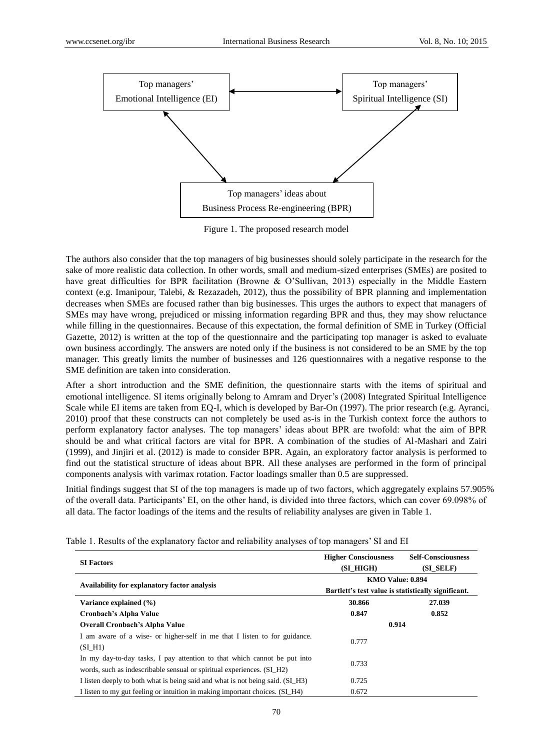Top managers' Emotional Intelligence (EI) ↔ Top managers' Spiritual Intelligence (SI)

Top managers' ideas about Business Process Re-engineering (BPR)

Figure 1. The proposed research model

The authors also consider that the top managers of big businesses should solely participate in the research for the sake of more realistic data collection. In other words, small and medium-sized enterprises (SMEs) are posited to have great difficulties for BPR facilitation (Browne & O'Sullivan, 2013) especially in the Middle Eastern context (e.g. Imanipour, Talebi, & Rezazadeh, 2012), thus the possibility of BPR planning and implementation decreases when SMEs are focused rather than big businesses. This urges the authors to expect that managers of SMEs may have wrong, prejudiced or missing information regarding BPR and thus, they may show reluctance while filling in the questionnaires. Because of this expectation, the formal definition of SME in Turkey (Official Gazette, 2012) is written at the top of the questionnaire and the participating top manager is asked to evaluate own business accordingly. The answers are noted only if the business is not considered to be an SME by the top manager. This greatly limits the number of businesses and 126 questionnaires with a negative response to the SME definition are taken into consideration.

After a short introduction and the SME definition, the questionnaire starts with the items of spiritual and emotional intelligence. SI items originally belong to Amram and Dryer's (2008) Integrated Spiritual Intelligence Scale while EI items are taken from EQ-I, which is developed by Bar-On (1997). The prior research (e.g. Ayranci, 2010) proof that these constructs can not completely be used as-is in the Turkish context force the authors to perform explanatory factor analyses. The top managers' ideas about BPR are twofold: what the aim of BPR should be and what critical factors are vital for BPR. A combination of the studies of Al-Mashari and Zairi (1999), and Jinjiri et al. (2012) is made to consider BPR. Again, an exploratory factor analysis is performed to find out the statistical structure of ideas about BPR. All these analyses are performed in the form of principal components analysis with varimax rotation. Factor loadings smaller than 0.5 are suppressed.

Initial findings suggest that SI of the top managers is made up of two factors, which aggregately explains 57.905% of the overall data. Participants' EI, on the other hand, is divided into three factors, which can cover 69.098% of all data. The factor loadings of the items and the results of reliability analyses are given in Table 1.

Table 1. Results of the explanatory factor and reliability analyses of top managers' SI and EI

| **SI Factors** | **Higher Consciousness (SI_HIGH)** | **Self-Consciousness (SI_SELF)** |
|---|---|---|
| **Availability for explanatory factor analysis** | **KMO Value: 0.894** Bartlett's test value is statistically significant. | |
| **Variance explained (%)** | **30.866** | **27.039** |
| **Cronbach's Alpha Value** | **0.847** | **0.852** |
| **Overall Cronbach's Alpha Value** | **0.914** | |
| I am aware of a wise- or higher-self in me that I listen to for guidance. (SI_H1) | 0.777 | |
| In my day-to-day tasks, I pay attention to that which cannot be put into words, such as indescribable sensual or spiritual experiences. (SI_H2) | 0.733 | |
| I listen deeply to both what is being said and what is not being said. (SI_H3) | 0.725 | |
| I listen to my gut feeling or intuition in making important choices. (SI_H4) | 0.672 | |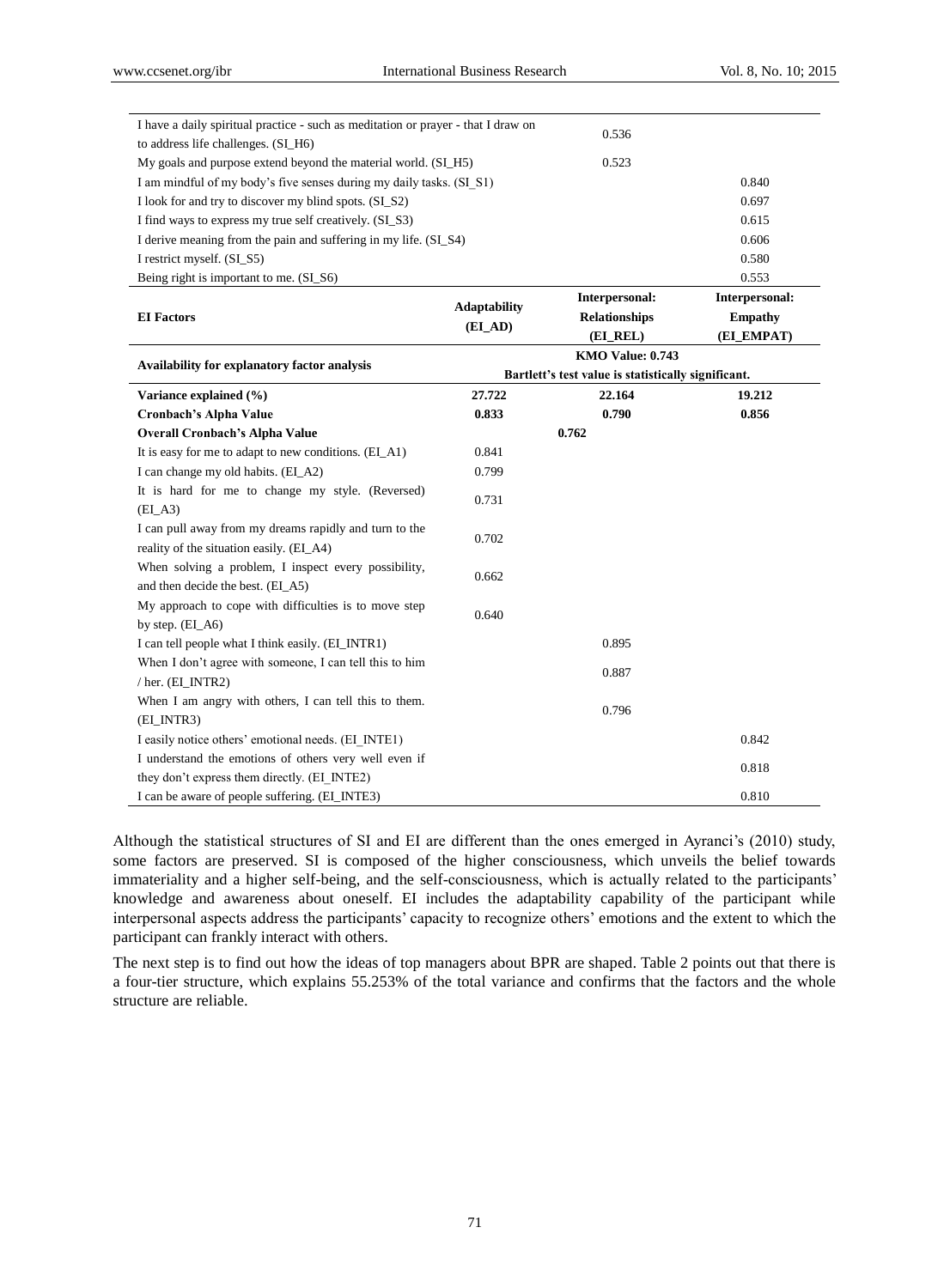| | | | |
|---|---|---|---|
| I have a daily spiritual practice - such as meditation or prayer - that I draw on to address life challenges. (SI_H6) | | 0.536 | |
| My goals and purpose extend beyond the material world. (SI_H5) | | 0.523 | |
| I am mindful of my body's five senses during my daily tasks. (SI_S1) | | | 0.840 |
| I look for and try to discover my blind spots. (SI_S2) | | | 0.697 |
| I find ways to express my true self creatively. (SI_S3) | | | 0.615 |
| I derive meaning from the pain and suffering in my life. (SI_S4) | | | 0.606 |
| I restrict myself. (SI_S5) | | | 0.580 |
| Being right is important to me. (SI_S6) | | | 0.553 |

| **EI Factors** | **Adaptability (EI_AD)** | **Interpersonal: Relationships (EI_REL)** | **Interpersonal: Empathy (EI_EMPAT)** |
|---|---|---|---|
| **Availability for explanatory factor analysis** | **KMO Value: 0.743** **Bartlett's test value is statistically significant.** | | |
| **Variance explained (%)** | **27.722** | **22.164** | **19.212** |
| **Cronbach's Alpha Value** | **0.833** | **0.790** | **0.856** |
| **Overall Cronbach's Alpha Value** | **0.762** | | |
| It is easy for me to adapt to new conditions. (EI_A1) | 0.841 | | |
| I can change my old habits. (EI_A2) | 0.799 | | |
| It is hard for me to change my style. (Reversed) (EI_A3) | 0.731 | | |
| I can pull away from my dreams rapidly and turn to the reality of the situation easily. (EI_A4) | 0.702 | | |
| When solving a problem, I inspect every possibility, and then decide the best. (EI_A5) | 0.662 | | |
| My approach to cope with difficulties is to move step by step. (EI_A6) | 0.640 | | |
| I can tell people what I think easily. (EI_INTR1) | | 0.895 | |
| When I don't agree with someone, I can tell this to him / her. (EI_INTR2) | | 0.887 | |
| When I am angry with others, I can tell this to them. (EI_INTR3) | | 0.796 | |
| I easily notice others' emotional needs. (EI_INTE1) | | | 0.842 |
| I understand the emotions of others very well even if they don't express them directly. (EI_INTE2) | | | 0.818 |
| I can be aware of people suffering. (EI_INTE3) | | | 0.810 |

Although the statistical structures of SI and EI are different than the ones emerged in Ayranci's (2010) study, some factors are preserved. SI is composed of the higher consciousness, which unveils the belief towards immateriality and a higher self-being, and the self-consciousness, which is actually related to the participants' knowledge and awareness about oneself. EI includes the adaptability capability of the participant while interpersonal aspects address the participants' capacity to recognize others' emotions and the extent to which the participant can frankly interact with others.

The next step is to find out how the ideas of top managers about BPR are shaped. Table 2 points out that there is a four-tier structure, which explains 55.253% of the total variance and confirms that the factors and the whole structure are reliable.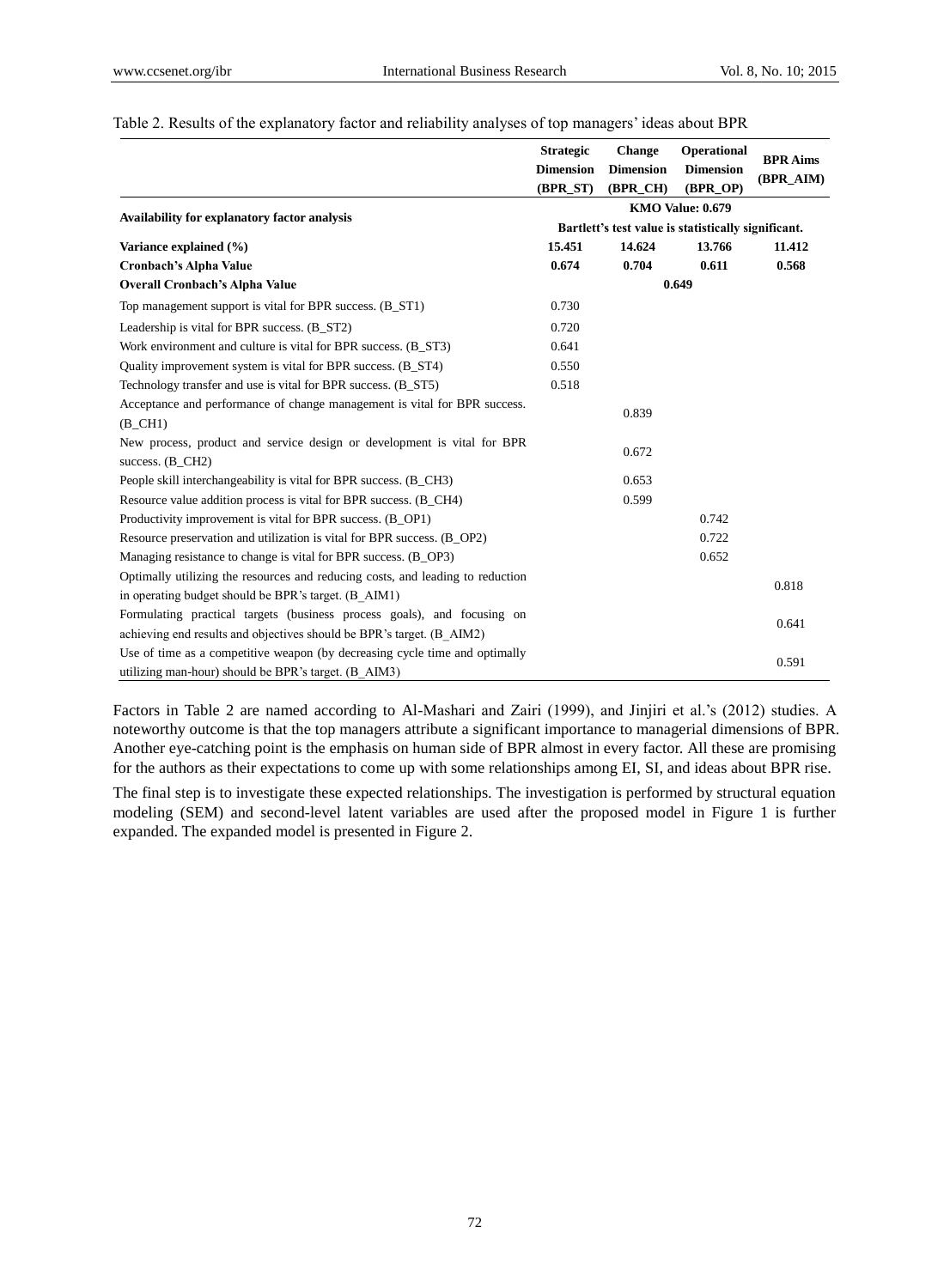Table 2. Results of the explanatory factor and reliability analyses of top managers' ideas about BPR

| | Strategic Dimension (BPR_ST) | Change Dimension (BPR_CH) | Operational Dimension (BPR_OP) | BPR Aims (BPR_AIM) |
|---|---|---|---|---|
| **Availability for explanatory factor analysis** | **KMO Value: 0.679** **Bartlett's test value is statistically significant.** | | | |
| **Variance explained (%)** | **15.451** | **14.624** | **13.766** | **11.412** |
| **Cronbach's Alpha Value** | **0.674** | **0.704** | **0.611** | **0.568** |
| **Overall Cronbach's Alpha Value** | **0.649** | | | |
| Top management support is vital for BPR success. (B_ST1) | 0.730 | | | |
| Leadership is vital for BPR success. (B_ST2) | 0.720 | | | |
| Work environment and culture is vital for BPR success. (B_ST3) | 0.641 | | | |
| Quality improvement system is vital for BPR success. (B_ST4) | 0.550 | | | |
| Technology transfer and use is vital for BPR success. (B_ST5) | 0.518 | | | |
| Acceptance and performance of change management is vital for BPR success. (B_CH1) | | 0.839 | | |
| New process, product and service design or development is vital for BPR success. (B_CH2) | | 0.672 | | |
| People skill interchangeability is vital for BPR success. (B_CH3) | | 0.653 | | |
| Resource value addition process is vital for BPR success. (B_CH4) | | 0.599 | | |
| Productivity improvement is vital for BPR success. (B_OP1) | | | 0.742 | |
| Resource preservation and utilization is vital for BPR success. (B_OP2) | | | 0.722 | |
| Managing resistance to change is vital for BPR success. (B_OP3) | | | 0.652 | |
| Optimally utilizing the resources and reducing costs, and leading to reduction in operating budget should be BPR's target. (B_AIM1) | | | | 0.818 |
| Formulating practical targets (business process goals), and focusing on achieving end results and objectives should be BPR's target. (B_AIM2) | | | | 0.641 |
| Use of time as a competitive weapon (by decreasing cycle time and optimally utilizing man-hour) should be BPR's target. (B_AIM3) | | | | 0.591 |

Factors in Table 2 are named according to Al-Mashari and Zairi (1999), and Jinjiri et al.'s (2012) studies. A noteworthy outcome is that the top managers attribute a significant importance to managerial dimensions of BPR. Another eye-catching point is the emphasis on human side of BPR almost in every factor. All these are promising for the authors as their expectations to come up with some relationships among EI, SI, and ideas about BPR rise.

The final step is to investigate these expected relationships. The investigation is performed by structural equation modeling (SEM) and second-level latent variables are used after the proposed model in Figure 1 is further expanded. The expanded model is presented in Figure 2.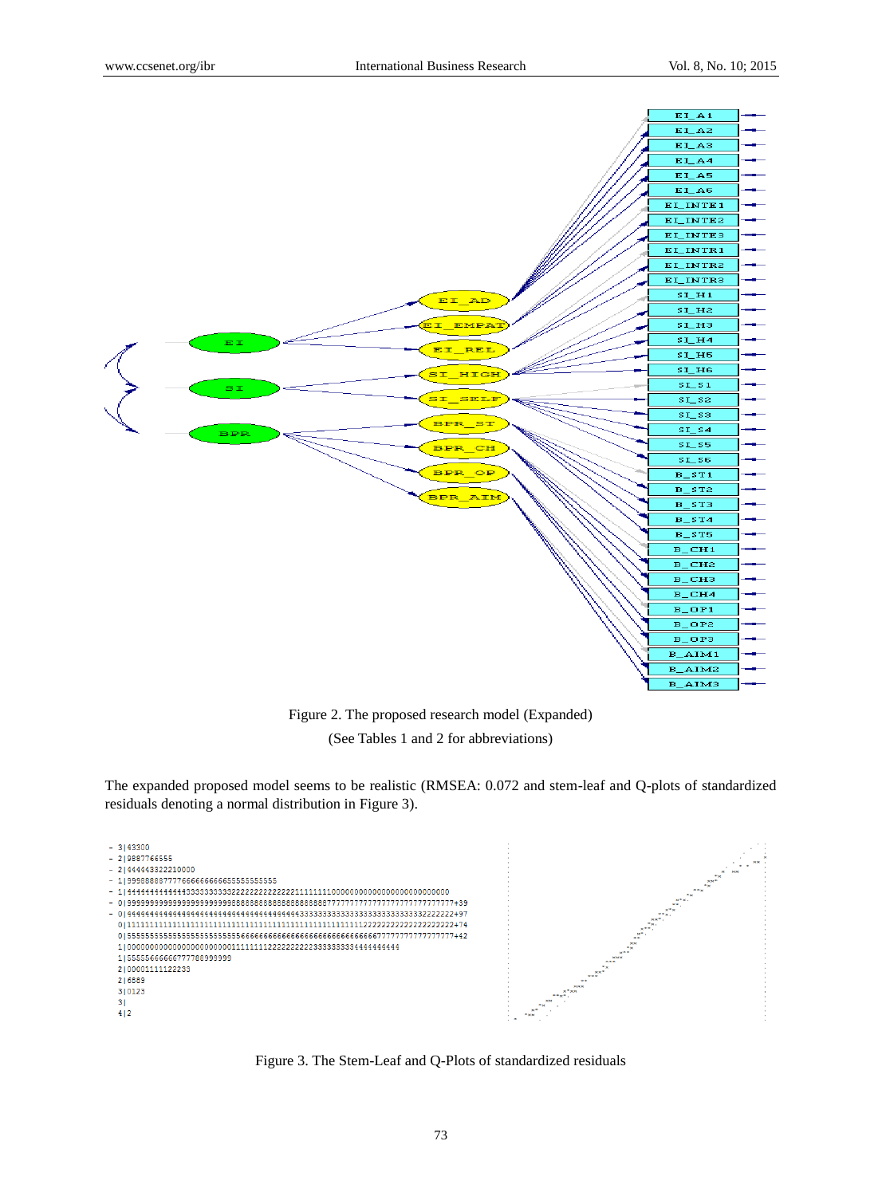Figure 2. The proposed research model (Expanded)

(See Tables 1 and 2 for abbreviations)

The expanded proposed model seems to be realistic (RMSEA: 0.072 and stem-leaf and Q-plots of standardized residuals denoting a normal distribution in Figure 3).

Figure 3. The Stem-Leaf and Q-Plots of standardized residuals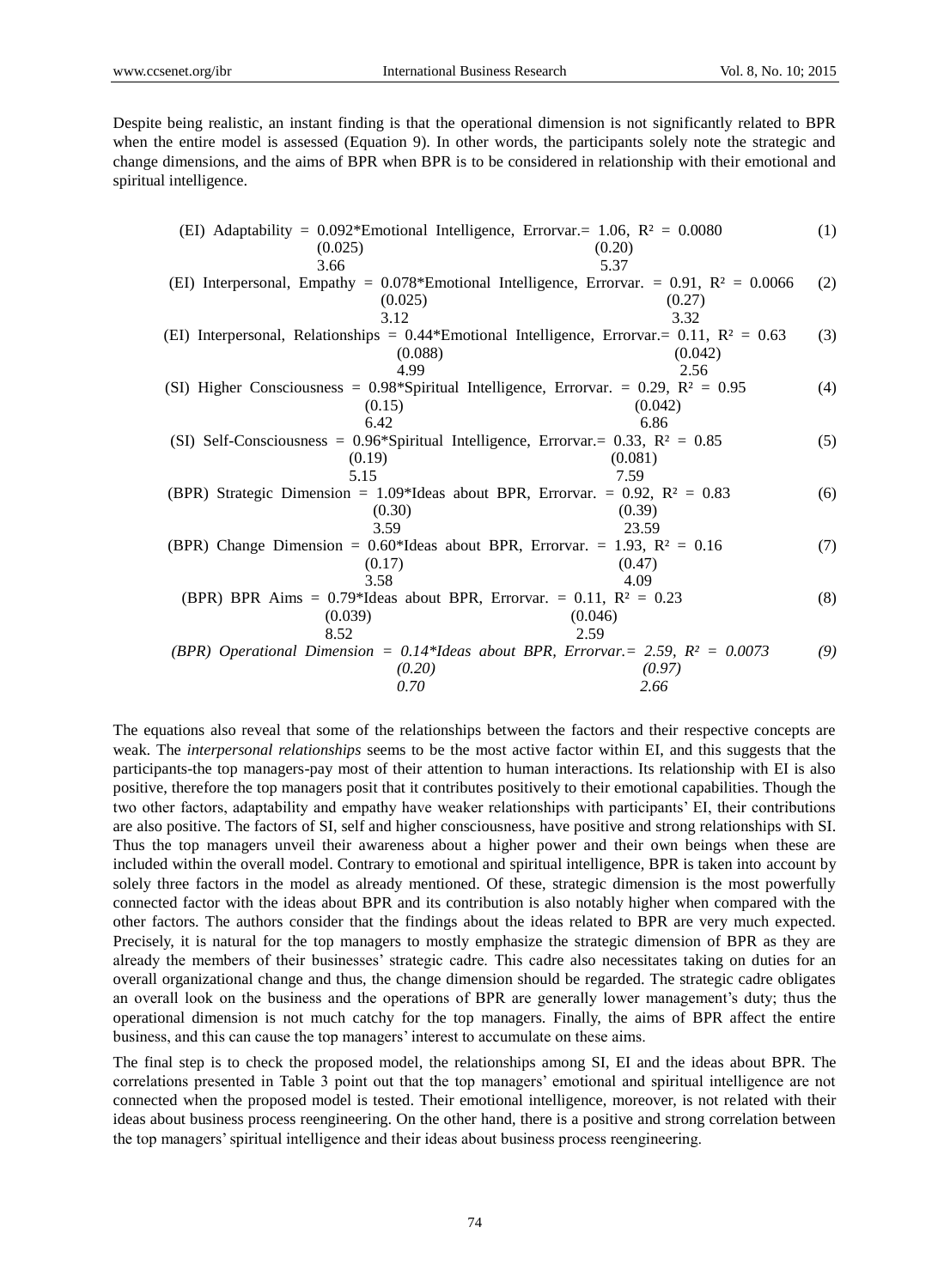Despite being realistic, an instant finding is that the operational dimension is not significantly related to BPR when the entire model is assessed (Equation 9). In other words, the participants solely note the strategic and change dimensions, and the aims of BPR when BPR is to be considered in relationship with their emotional and spiritual intelligence.

$$\text{(EI) Adaptability} = \underset{\substack{(0.025)\\3.66}}{0.092}\text{*Emotional Intelligence, Errorvar.} = \underset{\substack{(0.20)\\5.37}}{1.06},\ R^2 = 0.0080 \quad (1)$$

$$\text{(EI) Interpersonal, Empathy} = \underset{\substack{(0.025)\\3.12}}{0.078}\text{*Emotional Intelligence, Errorvar.} = \underset{\substack{(0.27)\\3.32}}{0.91},\ R^2 = 0.0066 \quad (2)$$

$$\text{(EI) Interpersonal, Relationships} = \underset{\substack{(0.088)\\4.99}}{0.44}\text{*Emotional Intelligence, Errorvar.} = \underset{\substack{(0.042)\\2.56}}{0.11},\ R^2 = 0.63 \quad (3)$$

$$\text{(SI) Higher Consciousness} = \underset{\substack{(0.15)\\6.42}}{0.98}\text{*Spiritual Intelligence, Errorvar.} = \underset{\substack{(0.042)\\6.86}}{0.29},\ R^2 = 0.95 \quad (4)$$

$$\text{(SI) Self-Consciousness} = \underset{\substack{(0.19)\\5.15}}{0.96}\text{*Spiritual Intelligence, Errorvar.} = \underset{\substack{(0.081)\\7.59}}{0.33},\ R^2 = 0.85 \quad (5)$$

$$\text{(BPR) Strategic Dimension} = \underset{\substack{(0.30)\\3.59}}{1.09}\text{*Ideas about BPR, Errorvar.} = \underset{\substack{(0.39)\\23.59}}{0.92},\ R^2 = 0.83 \quad (6)$$

$$\text{(BPR) Change Dimension} = \underset{\substack{(0.17)\\3.58}}{0.60}\text{*Ideas about BPR, Errorvar.} = \underset{\substack{(0.47)\\4.09}}{1.93},\ R^2 = 0.16 \quad (7)$$

$$\text{(BPR) BPR Aims} = \underset{\substack{(0.039)\\8.52}}{0.79}\text{*Ideas about BPR, Errorvar.} = \underset{\substack{(0.046)\\2.59}}{0.11},\ R^2 = 0.23 \quad (8)$$

$$\textit{(BPR) Operational Dimension} = \underset{\substack{(0.20)\\0.70}}{0.14}\textit{*Ideas about BPR, Errorvar.} = \underset{\substack{(0.97)\\2.66}}{2.59},\ R^2 = 0.0073 \quad (9)$$

The equations also reveal that some of the relationships between the factors and their respective concepts are weak. The *interpersonal relationships* seems to be the most active factor within EI, and this suggests that the participants-the top managers-pay most of their attention to human interactions. Its relationship with EI is also positive, therefore the top managers posit that it contributes positively to their emotional capabilities. Though the two other factors, adaptability and empathy have weaker relationships with participants' EI, their contributions are also positive. The factors of SI, self and higher consciousness, have positive and strong relationships with SI. Thus the top managers unveil their awareness about a higher power and their own beings when these are included within the overall model. Contrary to emotional and spiritual intelligence, BPR is taken into account by solely three factors in the model as already mentioned. Of these, strategic dimension is the most powerfully connected factor with the ideas about BPR and its contribution is also notably higher when compared with the other factors. The authors consider that the findings about the ideas related to BPR are very much expected. Precisely, it is natural for the top managers to mostly emphasize the strategic dimension of BPR as they are already the members of their businesses' strategic cadre. This cadre also necessitates taking on duties for an overall organizational change and thus, the change dimension should be regarded. The strategic cadre obligates an overall look on the business and the operations of BPR are generally lower management's duty; thus the operational dimension is not much catchy for the top managers. Finally, the aims of BPR affect the entire business, and this can cause the top managers' interest to accumulate on these aims.

The final step is to check the proposed model, the relationships among SI, EI and the ideas about BPR. The correlations presented in Table 3 point out that the top managers' emotional and spiritual intelligence are not connected when the proposed model is tested. Their emotional intelligence, moreover, is not related with their ideas about business process reengineering. On the other hand, there is a positive and strong correlation between the top managers' spiritual intelligence and their ideas about business process reengineering.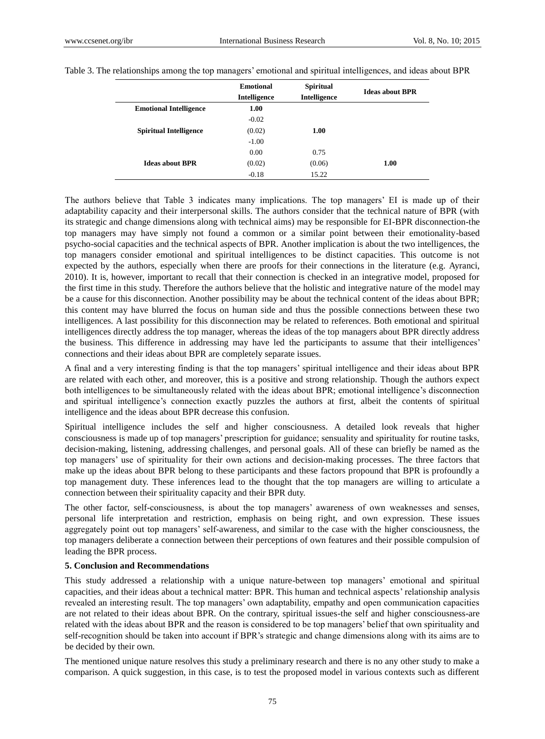Table 3. The relationships among the top managers' emotional and spiritual intelligences, and ideas about BPR

| | Emotional Intelligence | Spiritual Intelligence | Ideas about BPR |
|---|---|---|---|
| **Emotional Intelligence** | **1.00** | | |
| | -0.02 | | |
| **Spiritual Intelligence** | (0.02) | **1.00** | |
| | -1.00 | | |
| | 0.00 | 0.75 | |
| **Ideas about BPR** | (0.02) | (0.06) | **1.00** |
| | -0.18 | 15.22 | |

The authors believe that Table 3 indicates many implications. The top managers' EI is made up of their adaptability capacity and their interpersonal skills. The authors consider that the technical nature of BPR (with its strategic and change dimensions along with technical aims) may be responsible for EI-BPR disconnection-the top managers may have simply not found a common or a similar point between their emotionality-based psycho-social capacities and the technical aspects of BPR. Another implication is about the two intelligences, the top managers consider emotional and spiritual intelligences to be distinct capacities. This outcome is not expected by the authors, especially when there are proofs for their connections in the literature (e.g. Ayranci, 2010). It is, however, important to recall that their connection is checked in an integrative model, proposed for the first time in this study. Therefore the authors believe that the holistic and integrative nature of the model may be a cause for this disconnection. Another possibility may be about the technical content of the ideas about BPR; this content may have blurred the focus on human side and thus the possible connections between these two intelligences. A last possibility for this disconnection may be related to references. Both emotional and spiritual intelligences directly address the top manager, whereas the ideas of the top managers about BPR directly address the business. This difference in addressing may have led the participants to assume that their intelligences' connections and their ideas about BPR are completely separate issues.

A final and a very interesting finding is that the top managers' spiritual intelligence and their ideas about BPR are related with each other, and moreover, this is a positive and strong relationship. Though the authors expect both intelligences to be simultaneously related with the ideas about BPR; emotional intelligence's disconnection and spiritual intelligence's connection exactly puzzles the authors at first, albeit the contents of spiritual intelligence and the ideas about BPR decrease this confusion.

Spiritual intelligence includes the self and higher consciousness. A detailed look reveals that higher consciousness is made up of top managers' prescription for guidance; sensuality and spirituality for routine tasks, decision-making, listening, addressing challenges, and personal goals. All of these can briefly be named as the top managers' use of spirituality for their own actions and decision-making processes. The three factors that make up the ideas about BPR belong to these participants and these factors propound that BPR is profoundly a top management duty. These inferences lead to the thought that the top managers are willing to articulate a connection between their spirituality capacity and their BPR duty.

The other factor, self-consciousness, is about the top managers' awareness of own weaknesses and senses, personal life interpretation and restriction, emphasis on being right, and own expression. These issues aggregately point out top managers' self-awareness, and similar to the case with the higher consciousness, the top managers deliberate a connection between their perceptions of own features and their possible compulsion of leading the BPR process.

## 5. Conclusion and Recommendations

This study addressed a relationship with a unique nature-between top managers' emotional and spiritual capacities, and their ideas about a technical matter: BPR. This human and technical aspects' relationship analysis revealed an interesting result. The top managers' own adaptability, empathy and open communication capacities are not related to their ideas about BPR. On the contrary, spiritual issues-the self and higher consciousness-are related with the ideas about BPR and the reason is considered to be top managers' belief that own spirituality and self-recognition should be taken into account if BPR's strategic and change dimensions along with its aims are to be decided by their own.

The mentioned unique nature resolves this study a preliminary research and there is no any other study to make a comparison. A quick suggestion, in this case, is to test the proposed model in various contexts such as different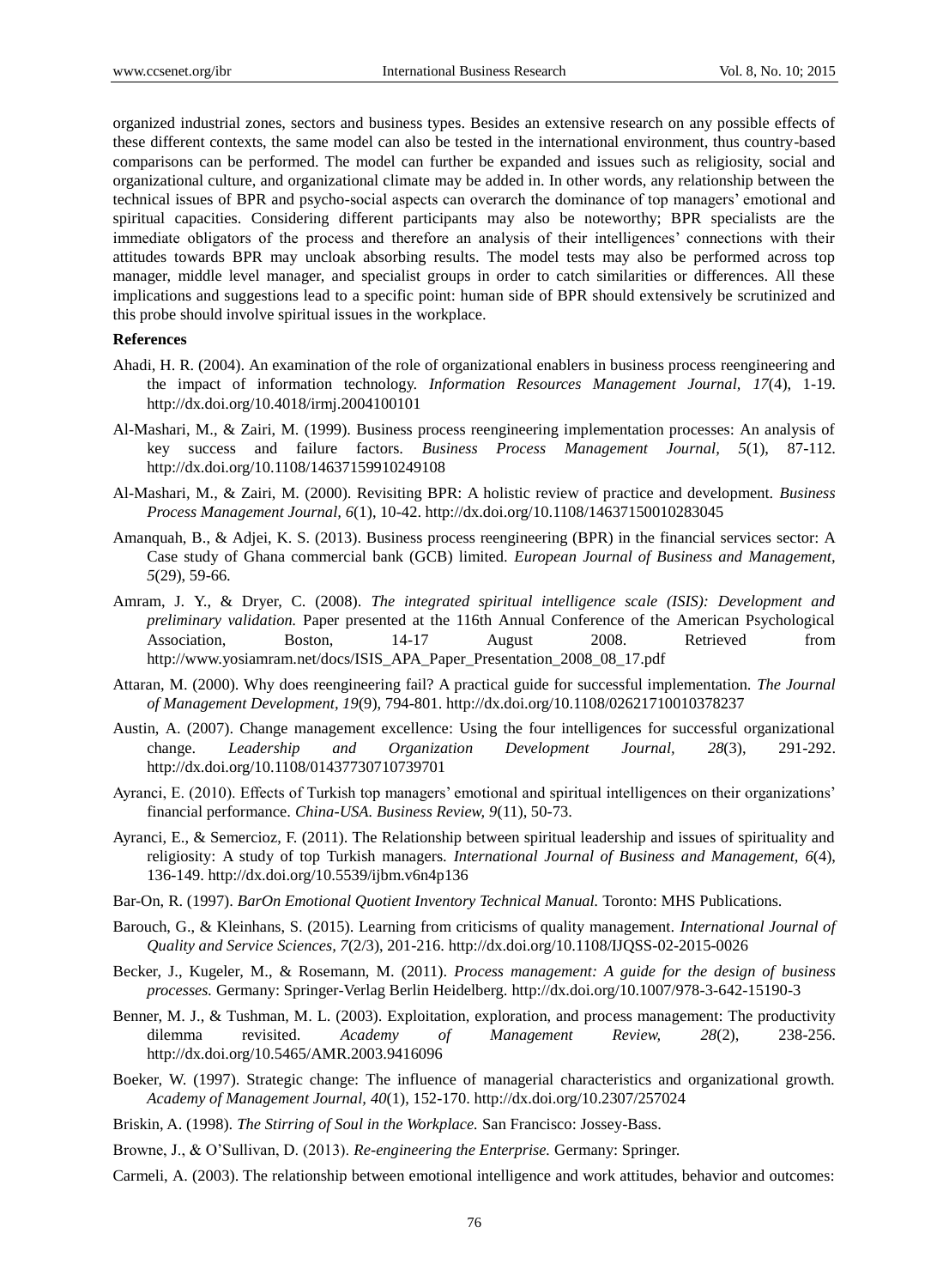organized industrial zones, sectors and business types. Besides an extensive research on any possible effects of these different contexts, the same model can also be tested in the international environment, thus country-based comparisons can be performed. The model can further be expanded and issues such as religiosity, social and organizational culture, and organizational climate may be added in. In other words, any relationship between the technical issues of BPR and psycho-social aspects can overarch the dominance of top managers' emotional and spiritual capacities. Considering different participants may also be noteworthy; BPR specialists are the immediate obligators of the process and therefore an analysis of their intelligences' connections with their attitudes towards BPR may uncloak absorbing results. The model tests may also be performed across top manager, middle level manager, and specialist groups in order to catch similarities or differences. All these implications and suggestions lead to a specific point: human side of BPR should extensively be scrutinized and this probe should involve spiritual issues in the workplace.

## References

Ahadi, H. R. (2004). An examination of the role of organizational enablers in business process reengineering and the impact of information technology. *Information Resources Management Journal, 17*(4), 1-19. http://dx.doi.org/10.4018/irmj.2004100101

Al-Mashari, M., & Zairi, M. (1999). Business process reengineering implementation processes: An analysis of key success and failure factors. *Business Process Management Journal, 5*(1), 87-112. http://dx.doi.org/10.1108/14637159910249108

Al-Mashari, M., & Zairi, M. (2000). Revisiting BPR: A holistic review of practice and development. *Business Process Management Journal, 6*(1), 10-42. http://dx.doi.org/10.1108/14637150010283045

Amanquah, B., & Adjei, K. S. (2013). Business process reengineering (BPR) in the financial services sector: A Case study of Ghana commercial bank (GCB) limited. *European Journal of Business and Management, 5*(29), 59-66.

Amram, J. Y., & Dryer, C. (2008). *The integrated spiritual intelligence scale (ISIS): Development and preliminary validation.* Paper presented at the 116th Annual Conference of the American Psychological Association, Boston, 14-17 August 2008. Retrieved from http://www.yosiamram.net/docs/ISIS_APA_Paper_Presentation_2008_08_17.pdf

Attaran, M. (2000). Why does reengineering fail? A practical guide for successful implementation. *The Journal of Management Development, 19*(9), 794-801. http://dx.doi.org/10.1108/02621710010378237

Austin, A. (2007). Change management excellence: Using the four intelligences for successful organizational change. *Leadership and Organization Development Journal, 28*(3), 291-292. http://dx.doi.org/10.1108/01437730710739701

Ayranci, E. (2010). Effects of Turkish top managers' emotional and spiritual intelligences on their organizations' financial performance. *China-USA. Business Review, 9*(11), 50-73.

Ayranci, E., & Semercioz, F. (2011). The Relationship between spiritual leadership and issues of spirituality and religiosity: A study of top Turkish managers. *International Journal of Business and Management, 6*(4), 136-149. http://dx.doi.org/10.5539/ijbm.v6n4p136

Bar-On, R. (1997). *BarOn Emotional Quotient Inventory Technical Manual.* Toronto: MHS Publications.

Barouch, G., & Kleinhans, S. (2015). Learning from criticisms of quality management. *International Journal of Quality and Service Sciences, 7*(2/3), 201-216. http://dx.doi.org/10.1108/IJQSS-02-2015-0026

Becker, J., Kugeler, M., & Rosemann, M. (2011). *Process management: A guide for the design of business processes.* Germany: Springer-Verlag Berlin Heidelberg. http://dx.doi.org/10.1007/978-3-642-15190-3

Benner, M. J., & Tushman, M. L. (2003). Exploitation, exploration, and process management: The productivity dilemma revisited. *Academy of Management Review, 28*(2), 238-256. http://dx.doi.org/10.5465/AMR.2003.9416096

Boeker, W. (1997). Strategic change: The influence of managerial characteristics and organizational growth. *Academy of Management Journal, 40*(1), 152-170. http://dx.doi.org/10.2307/257024

Briskin, A. (1998). *The Stirring of Soul in the Workplace.* San Francisco: Jossey-Bass.

Browne, J., & O'Sullivan, D. (2013). *Re-engineering the Enterprise.* Germany: Springer.

Carmeli, A. (2003). The relationship between emotional intelligence and work attitudes, behavior and outcomes: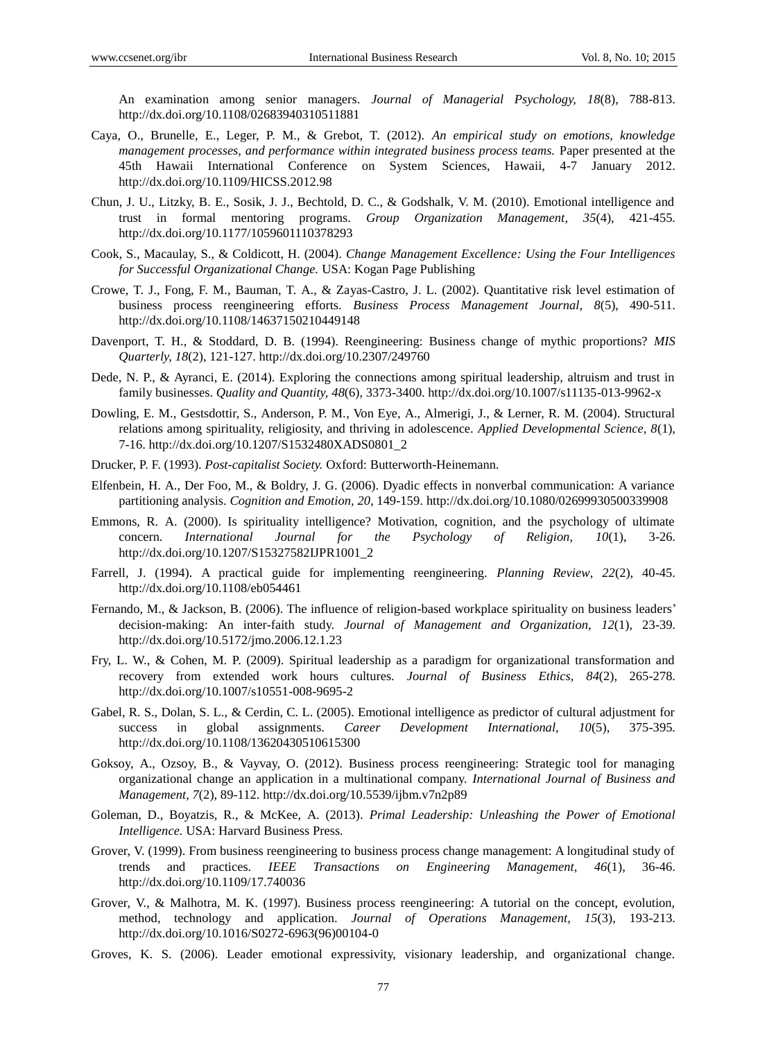An examination among senior managers. *Journal of Managerial Psychology, 18*(8), 788-813. http://dx.doi.org/10.1108/02683940310511881

Caya, O., Brunelle, E., Leger, P. M., & Grebot, T. (2012). *An empirical study on emotions, knowledge management processes, and performance within integrated business process teams.* Paper presented at the 45th Hawaii International Conference on System Sciences, Hawaii, 4-7 January 2012. http://dx.doi.org/10.1109/HICSS.2012.98

Chun, J. U., Litzky, B. E., Sosik, J. J., Bechtold, D. C., & Godshalk, V. M. (2010). Emotional intelligence and trust in formal mentoring programs. *Group Organization Management, 35*(4), 421-455. http://dx.doi.org/10.1177/1059601110378293

Cook, S., Macaulay, S., & Coldicott, H. (2004). *Change Management Excellence: Using the Four Intelligences for Successful Organizational Change.* USA: Kogan Page Publishing

Crowe, T. J., Fong, F. M., Bauman, T. A., & Zayas-Castro, J. L. (2002). Quantitative risk level estimation of business process reengineering efforts. *Business Process Management Journal, 8*(5), 490-511. http://dx.doi.org/10.1108/14637150210449148

Davenport, T. H., & Stoddard, D. B. (1994). Reengineering: Business change of mythic proportions? *MIS Quarterly, 18*(2), 121-127. http://dx.doi.org/10.2307/249760

Dede, N. P., & Ayranci, E. (2014). Exploring the connections among spiritual leadership, altruism and trust in family businesses. *Quality and Quantity, 48*(6), 3373-3400. http://dx.doi.org/10.1007/s11135-013-9962-x

Dowling, E. M., Gestsdottir, S., Anderson, P. M., Von Eye, A., Almerigi, J., & Lerner, R. M. (2004). Structural relations among spirituality, religiosity, and thriving in adolescence. *Applied Developmental Science, 8*(1), 7-16. http://dx.doi.org/10.1207/S1532480XADS0801_2

Drucker, P. F. (1993). *Post-capitalist Society.* Oxford: Butterworth-Heinemann.

Elfenbein, H. A., Der Foo, M., & Boldry, J. G. (2006). Dyadic effects in nonverbal communication: A variance partitioning analysis. *Cognition and Emotion, 20*, 149-159. http://dx.doi.org/10.1080/02699930500339908

Emmons, R. A. (2000). Is spirituality intelligence? Motivation, cognition, and the psychology of ultimate concern. *International Journal for the Psychology of Religion, 10*(1), 3-26. http://dx.doi.org/10.1207/S15327582IJPR1001_2

Farrell, J. (1994). A practical guide for implementing reengineering. *Planning Review, 22*(2), 40-45. http://dx.doi.org/10.1108/eb054461

Fernando, M., & Jackson, B. (2006). The influence of religion-based workplace spirituality on business leaders' decision-making: An inter-faith study. *Journal of Management and Organization, 12*(1), 23-39. http://dx.doi.org/10.5172/jmo.2006.12.1.23

Fry, L. W., & Cohen, M. P. (2009). Spiritual leadership as a paradigm for organizational transformation and recovery from extended work hours cultures. *Journal of Business Ethics, 84*(2), 265-278. http://dx.doi.org/10.1007/s10551-008-9695-2

Gabel, R. S., Dolan, S. L., & Cerdin, C. L. (2005). Emotional intelligence as predictor of cultural adjustment for success in global assignments. *Career Development International, 10*(5), 375-395. http://dx.doi.org/10.1108/13620430510615300

Goksoy, A., Ozsoy, B., & Vayvay, O. (2012). Business process reengineering: Strategic tool for managing organizational change an application in a multinational company. *International Journal of Business and Management, 7*(2), 89-112. http://dx.doi.org/10.5539/ijbm.v7n2p89

Goleman, D., Boyatzis, R., & McKee, A. (2013). *Primal Leadership: Unleashing the Power of Emotional Intelligence.* USA: Harvard Business Press.

Grover, V. (1999). From business reengineering to business process change management: A longitudinal study of trends and practices. *IEEE Transactions on Engineering Management, 46*(1), 36-46. http://dx.doi.org/10.1109/17.740036

Grover, V., & Malhotra, M. K. (1997). Business process reengineering: A tutorial on the concept, evolution, method, technology and application. *Journal of Operations Management, 15*(3), 193-213. http://dx.doi.org/10.1016/S0272-6963(96)00104-0

Groves, K. S. (2006). Leader emotional expressivity, visionary leadership, and organizational change.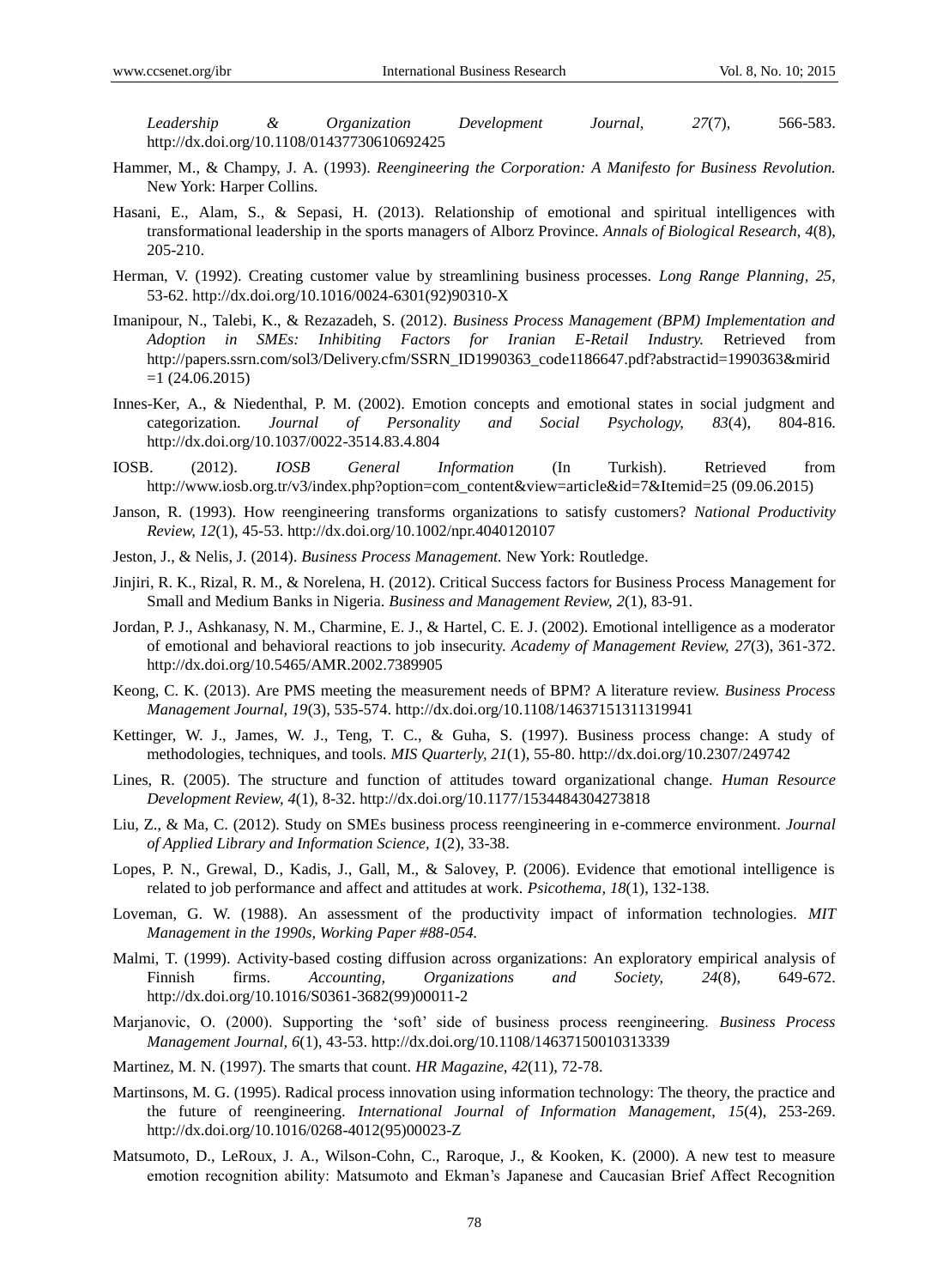*Leadership & Organization Development Journal, 27*(7), 566-583. http://dx.doi.org/10.1108/01437730610692425

Hammer, M., & Champy, J. A. (1993). *Reengineering the Corporation: A Manifesto for Business Revolution.* New York: Harper Collins.

Hasani, E., Alam, S., & Sepasi, H. (2013). Relationship of emotional and spiritual intelligences with transformational leadership in the sports managers of Alborz Province. *Annals of Biological Research, 4*(8), 205-210.

Herman, V. (1992). Creating customer value by streamlining business processes. *Long Range Planning, 25*, 53-62. http://dx.doi.org/10.1016/0024-6301(92)90310-X

Imanipour, N., Talebi, K., & Rezazadeh, S. (2012). *Business Process Management (BPM) Implementation and Adoption in SMEs: Inhibiting Factors for Iranian E-Retail Industry.* Retrieved from http://papers.ssrn.com/sol3/Delivery.cfm/SSRN_ID1990363_code1186647.pdf?abstractid=1990363&mirid=1 (24.06.2015)

Innes-Ker, A., & Niedenthal, P. M. (2002). Emotion concepts and emotional states in social judgment and categorization. *Journal of Personality and Social Psychology, 83*(4), 804-816. http://dx.doi.org/10.1037/0022-3514.83.4.804

IOSB. (2012). *IOSB General Information* (In Turkish). Retrieved from http://www.iosb.org.tr/v3/index.php?option=com_content&view=article&id=7&Itemid=25 (09.06.2015)

Janson, R. (1993). How reengineering transforms organizations to satisfy customers? *National Productivity Review, 12*(1), 45-53. http://dx.doi.org/10.1002/npr.4040120107

Jeston, J., & Nelis, J. (2014). *Business Process Management.* New York: Routledge.

Jinjiri, R. K., Rizal, R. M., & Norelena, H. (2012). Critical Success factors for Business Process Management for Small and Medium Banks in Nigeria. *Business and Management Review, 2*(1), 83-91.

Jordan, P. J., Ashkanasy, N. M., Charmine, E. J., & Hartel, C. E. J. (2002). Emotional intelligence as a moderator of emotional and behavioral reactions to job insecurity. *Academy of Management Review, 27*(3), 361-372. http://dx.doi.org/10.5465/AMR.2002.7389905

Keong, C. K. (2013). Are PMS meeting the measurement needs of BPM? A literature review. *Business Process Management Journal, 19*(3), 535-574. http://dx.doi.org/10.1108/14637151311319941

Kettinger, W. J., James, W. J., Teng, T. C., & Guha, S. (1997). Business process change: A study of methodologies, techniques, and tools. *MIS Quarterly, 21*(1), 55-80. http://dx.doi.org/10.2307/249742

Lines, R. (2005). The structure and function of attitudes toward organizational change. *Human Resource Development Review, 4*(1), 8-32. http://dx.doi.org/10.1177/1534484304273818

Liu, Z., & Ma, C. (2012). Study on SMEs business process reengineering in e-commerce environment. *Journal of Applied Library and Information Science, 1*(2), 33-38.

Lopes, P. N., Grewal, D., Kadis, J., Gall, M., & Salovey, P. (2006). Evidence that emotional intelligence is related to job performance and affect and attitudes at work. *Psicothema, 18*(1), 132-138.

Loveman, G. W. (1988). An assessment of the productivity impact of information technologies. *MIT Management in the 1990s, Working Paper #88-054.*

Malmi, T. (1999). Activity-based costing diffusion across organizations: An exploratory empirical analysis of Finnish firms. *Accounting, Organizations and Society, 24*(8), 649-672. http://dx.doi.org/10.1016/S0361-3682(99)00011-2

Marjanovic, O. (2000). Supporting the 'soft' side of business process reengineering. *Business Process Management Journal, 6*(1), 43-53. http://dx.doi.org/10.1108/14637150010313339

Martinez, M. N. (1997). The smarts that count. *HR Magazine, 42*(11), 72-78.

Martinsons, M. G. (1995). Radical process innovation using information technology: The theory, the practice and the future of reengineering. *International Journal of Information Management, 15*(4), 253-269. http://dx.doi.org/10.1016/0268-4012(95)00023-Z

Matsumoto, D., LeRoux, J. A., Wilson-Cohn, C., Raroque, J., & Kooken, K. (2000). A new test to measure emotion recognition ability: Matsumoto and Ekman's Japanese and Caucasian Brief Affect Recognition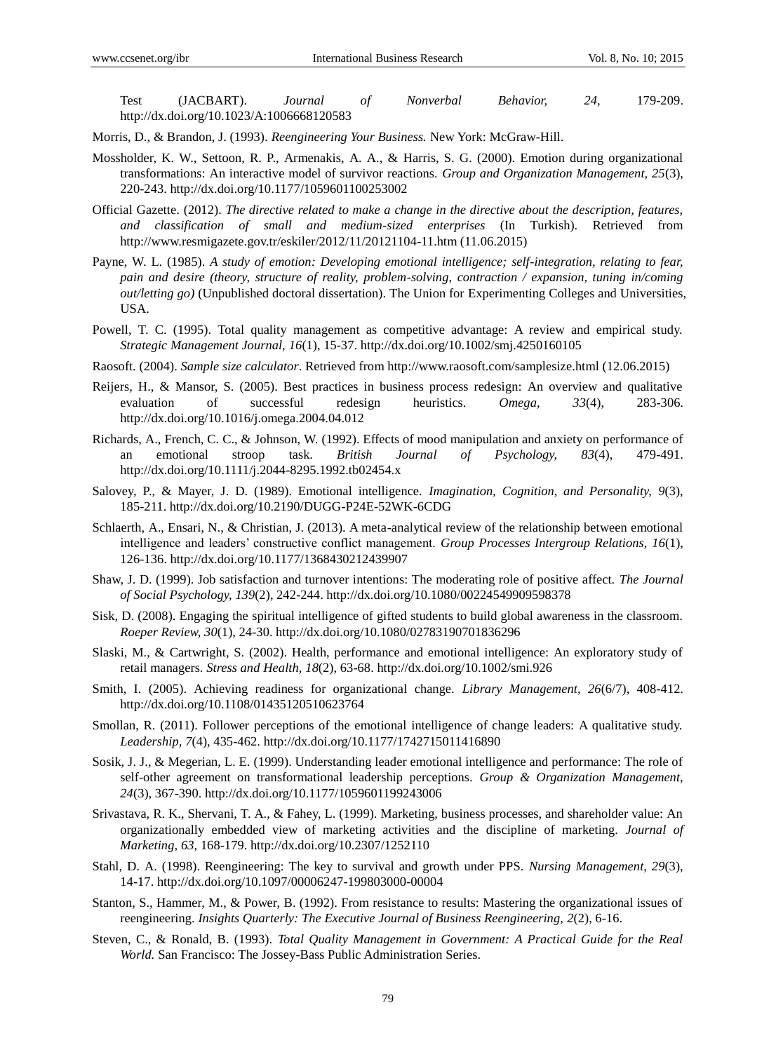Test (JACBART). *Journal of Nonverbal Behavior, 24*, 179-209. http://dx.doi.org/10.1023/A:1006668120583

Morris, D., & Brandon, J. (1993). *Reengineering Your Business.* New York: McGraw-Hill.

Mossholder, K. W., Settoon, R. P., Armenakis, A. A., & Harris, S. G. (2000). Emotion during organizational transformations: An interactive model of survivor reactions. *Group and Organization Management, 25*(3), 220-243. http://dx.doi.org/10.1177/1059601100253002

Official Gazette. (2012). *The directive related to make a change in the directive about the description, features, and classification of small and medium-sized enterprises* (In Turkish). Retrieved from http://www.resmigazete.gov.tr/eskiler/2012/11/20121104-11.htm (11.06.2015)

Payne, W. L. (1985). *A study of emotion: Developing emotional intelligence; self-integration, relating to fear, pain and desire (theory, structure of reality, problem-solving, contraction / expansion, tuning in/coming out/letting go)* (Unpublished doctoral dissertation). The Union for Experimenting Colleges and Universities, USA.

Powell, T. C. (1995). Total quality management as competitive advantage: A review and empirical study. *Strategic Management Journal, 16*(1), 15-37. http://dx.doi.org/10.1002/smj.4250160105

Raosoft. (2004). *Sample size calculator*. Retrieved from http://www.raosoft.com/samplesize.html (12.06.2015)

Reijers, H., & Mansor, S. (2005). Best practices in business process redesign: An overview and qualitative evaluation of successful redesign heuristics. *Omega, 33*(4), 283-306. http://dx.doi.org/10.1016/j.omega.2004.04.012

Richards, A., French, C. C., & Johnson, W. (1992). Effects of mood manipulation and anxiety on performance of an emotional stroop task. *British Journal of Psychology, 83*(4), 479-491. http://dx.doi.org/10.1111/j.2044-8295.1992.tb02454.x

Salovey, P., & Mayer, J. D. (1989). Emotional intelligence. *Imagination, Cognition, and Personality, 9*(3), 185-211. http://dx.doi.org/10.2190/DUGG-P24E-52WK-6CDG

Schlaerth, A., Ensari, N., & Christian, J. (2013). A meta-analytical review of the relationship between emotional intelligence and leaders' constructive conflict management. *Group Processes Intergroup Relations, 16*(1), 126-136. http://dx.doi.org/10.1177/1368430212439907

Shaw, J. D. (1999). Job satisfaction and turnover intentions: The moderating role of positive affect. *The Journal of Social Psychology, 139*(2), 242-244. http://dx.doi.org/10.1080/00224549909598378

Sisk, D. (2008). Engaging the spiritual intelligence of gifted students to build global awareness in the classroom. *Roeper Review, 30*(1), 24-30. http://dx.doi.org/10.1080/02783190701836296

Slaski, M., & Cartwright, S. (2002). Health, performance and emotional intelligence: An exploratory study of retail managers. *Stress and Health, 18*(2), 63-68. http://dx.doi.org/10.1002/smi.926

Smith, I. (2005). Achieving readiness for organizational change. *Library Management, 26*(6/7), 408-412. http://dx.doi.org/10.1108/01435120510623764

Smollan, R. (2011). Follower perceptions of the emotional intelligence of change leaders: A qualitative study. *Leadership, 7*(4), 435-462. http://dx.doi.org/10.1177/1742715011416890

Sosik, J. J., & Megerian, L. E. (1999). Understanding leader emotional intelligence and performance: The role of self-other agreement on transformational leadership perceptions. *Group & Organization Management, 24*(3), 367-390. http://dx.doi.org/10.1177/1059601199243006

Srivastava, R. K., Shervani, T. A., & Fahey, L. (1999). Marketing, business processes, and shareholder value: An organizationally embedded view of marketing activities and the discipline of marketing. *Journal of Marketing, 63*, 168-179. http://dx.doi.org/10.2307/1252110

Stahl, D. A. (1998). Reengineering: The key to survival and growth under PPS. *Nursing Management, 29*(3), 14-17. http://dx.doi.org/10.1097/00006247-199803000-00004

Stanton, S., Hammer, M., & Power, B. (1992). From resistance to results: Mastering the organizational issues of reengineering. *Insights Quarterly: The Executive Journal of Business Reengineering, 2*(2), 6-16.

Steven, C., & Ronald, B. (1993). *Total Quality Management in Government: A Practical Guide for the Real World.* San Francisco: The Jossey-Bass Public Administration Series.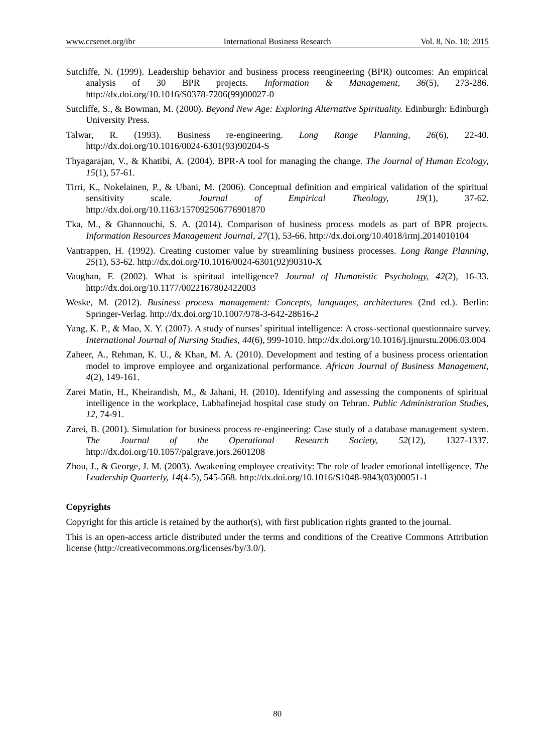Sutcliffe, N. (1999). Leadership behavior and business process reengineering (BPR) outcomes: An empirical analysis of 30 BPR projects. *Information & Management, 36*(5), 273-286. http://dx.doi.org/10.1016/S0378-7206(99)00027-0

Sutcliffe, S., & Bowman, M. (2000). *Beyond New Age: Exploring Alternative Spirituality.* Edinburgh: Edinburgh University Press.

Talwar, R. (1993). Business re-engineering. *Long Range Planning*, *26*(6), 22-40. http://dx.doi.org/10.1016/0024-6301(93)90204-S

Thyagarajan, V., & Khatibi, A. (2004). BPR-A tool for managing the change. *The Journal of Human Ecology, 15*(1), 57-61.

Tirri, K., Nokelainen, P., & Ubani, M. (2006). Conceptual definition and empirical validation of the spiritual sensitivity scale. *Journal of Empirical Theology, 19*(1), 37-62. http://dx.doi.org/10.1163/157092506776901870

Tka, M., & Ghannouchi, S. A. (2014). Comparison of business process models as part of BPR projects. *Information Resources Management Journal*, *27*(1), 53-66. http://dx.doi.org/10.4018/irmj.2014010104

Vantrappen, H. (1992). Creating customer value by streamlining business processes. *Long Range Planning, 25*(1), 53-62. http://dx.doi.org/10.1016/0024-6301(92)90310-X

Vaughan, F. (2002). What is spiritual intelligence? *Journal of Humanistic Psychology, 42*(2), 16-33. http://dx.doi.org/10.1177/0022167802422003

Weske, M. (2012). *Business process management: Concepts, languages, architectures* (2nd ed.). Berlin: Springer-Verlag. http://dx.doi.org/10.1007/978-3-642-28616-2

Yang, K. P., & Mao, X. Y. (2007). A study of nurses' spiritual intelligence: A cross-sectional questionnaire survey. *International Journal of Nursing Studies, 44*(6), 999-1010. http://dx.doi.org/10.1016/j.ijnurstu.2006.03.004

Zaheer, A., Rehman, K. U., & Khan, M. A. (2010). Development and testing of a business process orientation model to improve employee and organizational performance. *African Journal of Business Management, 4*(2), 149-161.

Zarei Matin, H., Kheirandish, M., & Jahani, H. (2010). Identifying and assessing the components of spiritual intelligence in the workplace, Labbafinejad hospital case study on Tehran. *Public Administration Studies, 12*, 74-91.

Zarei, B. (2001). Simulation for business process re-engineering: Case study of a database management system. *The Journal of the Operational Research Society, 52*(12), 1327-1337. http://dx.doi.org/10.1057/palgrave.jors.2601208

Zhou, J., & George, J. M. (2003). Awakening employee creativity: The role of leader emotional intelligence. *The Leadership Quarterly, 14*(4-5), 545-568. http://dx.doi.org/10.1016/S1048-9843(03)00051-1

**Copyrights**

Copyright for this article is retained by the author(s), with first publication rights granted to the journal.

This is an open-access article distributed under the terms and conditions of the Creative Commons Attribution license (http://creativecommons.org/licenses/by/3.0/).